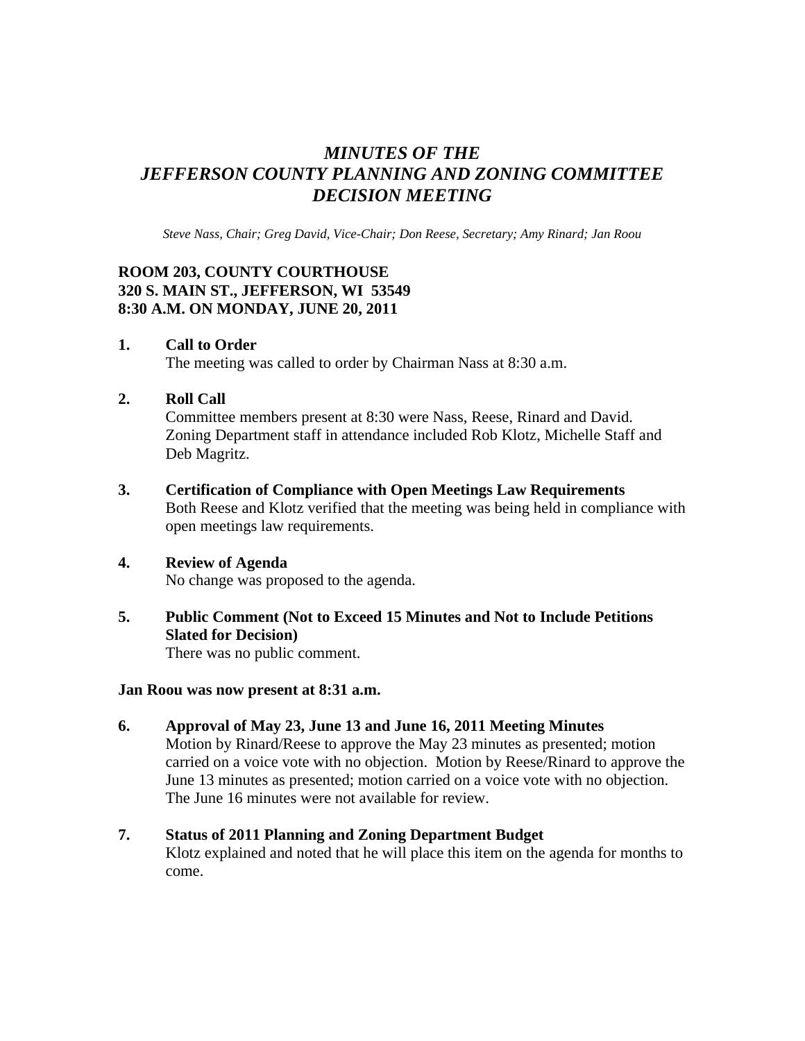# *MINUTES OF THE JEFFERSON COUNTY PLANNING AND ZONING COMMITTEE DECISION MEETING*

*Steve Nass, Chair; Greg David, Vice-Chair; Don Reese, Secretary; Amy Rinard; Jan Roou*

**ROOM 203, COUNTY COURTHOUSE**
**320 S. MAIN ST., JEFFERSON, WI 53549**
**8:30 A.M. ON MONDAY, JUNE 20, 2011**

**1. Call to Order**
The meeting was called to order by Chairman Nass at 8:30 a.m.

**2. Roll Call**
Committee members present at 8:30 were Nass, Reese, Rinard and David. Zoning Department staff in attendance included Rob Klotz, Michelle Staff and Deb Magritz.

**3. Certification of Compliance with Open Meetings Law Requirements**
Both Reese and Klotz verified that the meeting was being held in compliance with open meetings law requirements.

**4. Review of Agenda**
No change was proposed to the agenda.

**5. Public Comment (Not to Exceed 15 Minutes and Not to Include Petitions Slated for Decision)**
There was no public comment.

**Jan Roou was now present at 8:31 a.m.**

**6. Approval of May 23, June 13 and June 16, 2011 Meeting Minutes**
Motion by Rinard/Reese to approve the May 23 minutes as presented; motion carried on a voice vote with no objection. Motion by Reese/Rinard to approve the June 13 minutes as presented; motion carried on a voice vote with no objection. The June 16 minutes were not available for review.

**7. Status of 2011 Planning and Zoning Department Budget**
Klotz explained and noted that he will place this item on the agenda for months to come.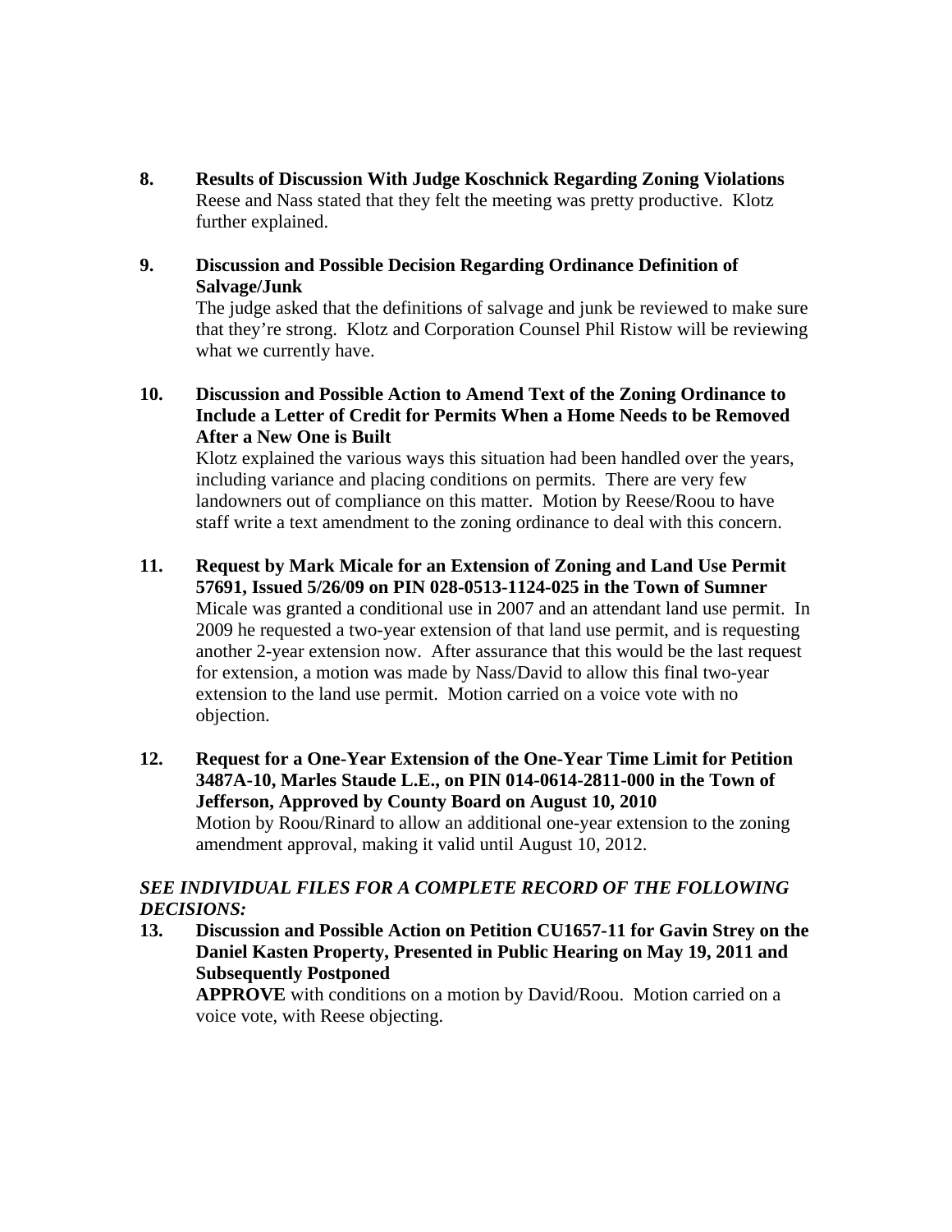**8. Results of Discussion With Judge Koschnick Regarding Zoning Violations**

Reese and Nass stated that they felt the meeting was pretty productive. Klotz further explained.

**9. Discussion and Possible Decision Regarding Ordinance Definition of Salvage/Junk**

The judge asked that the definitions of salvage and junk be reviewed to make sure that they're strong. Klotz and Corporation Counsel Phil Ristow will be reviewing what we currently have.

**10. Discussion and Possible Action to Amend Text of the Zoning Ordinance to Include a Letter of Credit for Permits When a Home Needs to be Removed After a New One is Built**

Klotz explained the various ways this situation had been handled over the years, including variance and placing conditions on permits. There are very few landowners out of compliance on this matter. Motion by Reese/Roou to have staff write a text amendment to the zoning ordinance to deal with this concern.

**11. Request by Mark Micale for an Extension of Zoning and Land Use Permit 57691, Issued 5/26/09 on PIN 028-0513-1124-025 in the Town of Sumner**

Micale was granted a conditional use in 2007 and an attendant land use permit. In 2009 he requested a two-year extension of that land use permit, and is requesting another 2-year extension now. After assurance that this would be the last request for extension, a motion was made by Nass/David to allow this final two-year extension to the land use permit. Motion carried on a voice vote with no objection.

**12. Request for a One-Year Extension of the One-Year Time Limit for Petition 3487A-10, Marles Staude L.E., on PIN 014-0614-2811-000 in the Town of Jefferson, Approved by County Board on August 10, 2010**

Motion by Roou/Rinard to allow an additional one-year extension to the zoning amendment approval, making it valid until August 10, 2012.

***SEE INDIVIDUAL FILES FOR A COMPLETE RECORD OF THE FOLLOWING DECISIONS:***

**13. Discussion and Possible Action on Petition CU1657-11 for Gavin Strey on the Daniel Kasten Property, Presented in Public Hearing on May 19, 2011 and Subsequently Postponed**

**APPROVE** with conditions on a motion by David/Roou. Motion carried on a voice vote, with Reese objecting.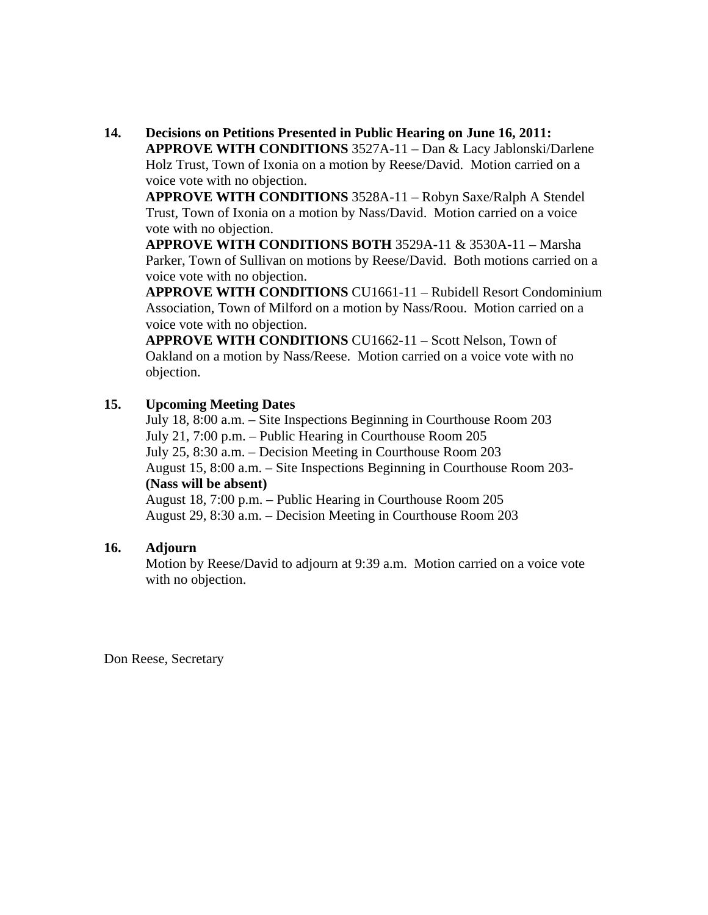**14. Decisions on Petitions Presented in Public Hearing on June 16, 2011:**

**APPROVE WITH CONDITIONS** 3527A-11 – Dan & Lacy Jablonski/Darlene Holz Trust, Town of Ixonia on a motion by Reese/David. Motion carried on a voice vote with no objection.

**APPROVE WITH CONDITIONS** 3528A-11 – Robyn Saxe/Ralph A Stendel Trust, Town of Ixonia on a motion by Nass/David. Motion carried on a voice vote with no objection.

**APPROVE WITH CONDITIONS BOTH** 3529A-11 & 3530A-11 – Marsha Parker, Town of Sullivan on motions by Reese/David. Both motions carried on a voice vote with no objection.

**APPROVE WITH CONDITIONS** CU1661-11 – Rubidell Resort Condominium Association, Town of Milford on a motion by Nass/Roou. Motion carried on a voice vote with no objection.

**APPROVE WITH CONDITIONS** CU1662-11 – Scott Nelson, Town of Oakland on a motion by Nass/Reese. Motion carried on a voice vote with no objection.

**15. Upcoming Meeting Dates**

July 18, 8:00 a.m. – Site Inspections Beginning in Courthouse Room 203
July 21, 7:00 p.m. – Public Hearing in Courthouse Room 205
July 25, 8:30 a.m. – Decision Meeting in Courthouse Room 203
August 15, 8:00 a.m. – Site Inspections Beginning in Courthouse Room 203- **(Nass will be absent)**
August 18, 7:00 p.m. – Public Hearing in Courthouse Room 205
August 29, 8:30 a.m. – Decision Meeting in Courthouse Room 203

**16. Adjourn**

Motion by Reese/David to adjourn at 9:39 a.m. Motion carried on a voice vote with no objection.

Don Reese, Secretary